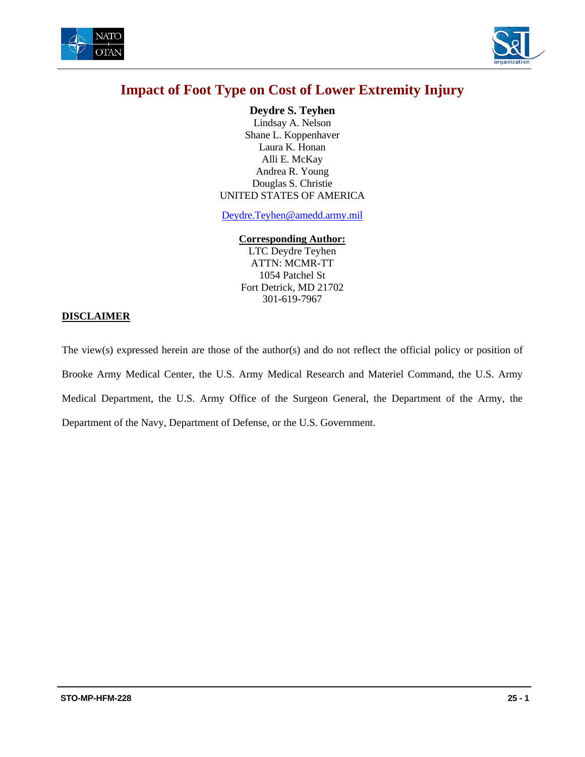# Impact of Foot Type on Cost of Lower Extremity Injury

**Deydre S. Teyhen**
Lindsay A. Nelson
Shane L. Koppenhaver
Laura K. Honan
Alli E. McKay
Andrea R. Young
Douglas S. Christie
UNITED STATES OF AMERICA

Deydre.Teyhen@amedd.army.mil

**Corresponding Author:**
LTC Deydre Teyhen
ATTN: MCMR-TT
1054 Patchel St
Fort Detrick, MD 21702
301-619-7967

## DISCLAIMER

The view(s) expressed herein are those of the author(s) and do not reflect the official policy or position of Brooke Army Medical Center, the U.S. Army Medical Research and Materiel Command, the U.S. Army Medical Department, the U.S. Army Office of the Surgeon General, the Department of the Army, the Department of the Navy, Department of Defense, or the U.S. Government.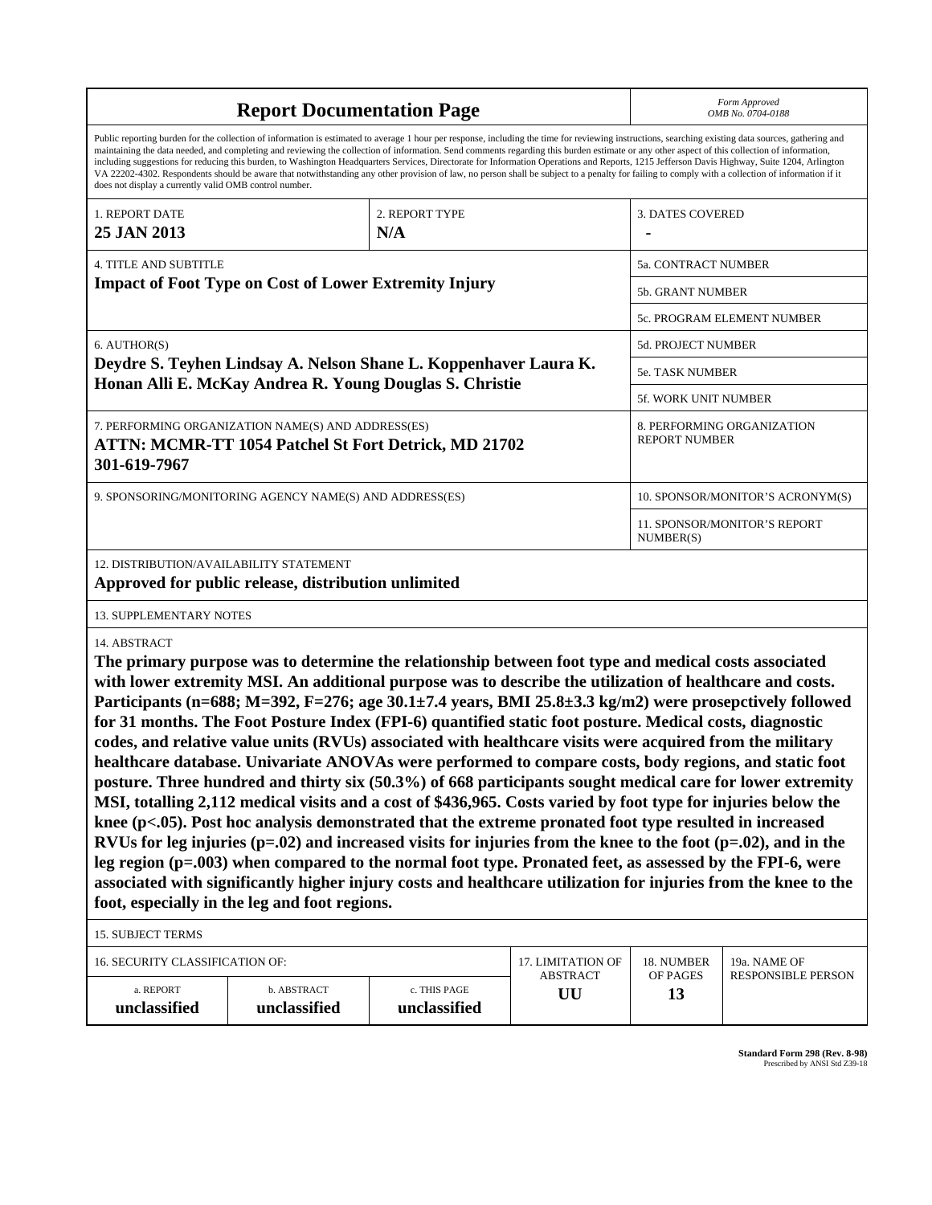# Report Documentation Page

*Form Approved*
*OMB No. 0704-0188*

Public reporting burden for the collection of information is estimated to average 1 hour per response, including the time for reviewing instructions, searching existing data sources, gathering and maintaining the data needed, and completing and reviewing the collection of information. Send comments regarding this burden estimate or any other aspect of this collection of information, including suggestions for reducing this burden, to Washington Headquarters Services, Directorate for Information Operations and Reports, 1215 Jefferson Davis Highway, Suite 1204, Arlington VA 22202-4302. Respondents should be aware that notwithstanding any other provision of law, no person shall be subject to a penalty for failing to comply with a collection of information if it does not display a currently valid OMB control number.

| 1. REPORT DATE | 2. REPORT TYPE | 3. DATES COVERED |
|---|---|---|
| **25 JAN 2013** | **N/A** | **-** |

**4. TITLE AND SUBTITLE**
**Impact of Foot Type on Cost of Lower Extremity Injury**

5a. CONTRACT NUMBER

5b. GRANT NUMBER

5c. PROGRAM ELEMENT NUMBER

**6. AUTHOR(S)**
**Deydre S. Teyhen Lindsay A. Nelson Shane L. Koppenhaver Laura K. Honan Alli E. McKay Andrea R. Young Douglas S. Christie**

5d. PROJECT NUMBER

5e. TASK NUMBER

5f. WORK UNIT NUMBER

**7. PERFORMING ORGANIZATION NAME(S) AND ADDRESS(ES)**
**ATTN: MCMR-TT 1054 Patchel St Fort Detrick, MD 21702 301-619-7967**

8. PERFORMING ORGANIZATION REPORT NUMBER

9. SPONSORING/MONITORING AGENCY NAME(S) AND ADDRESS(ES)

10. SPONSOR/MONITOR'S ACRONYM(S)

11. SPONSOR/MONITOR'S REPORT NUMBER(S)

**12. DISTRIBUTION/AVAILABILITY STATEMENT**
**Approved for public release, distribution unlimited**

13. SUPPLEMENTARY NOTES

**14. ABSTRACT**
**The primary purpose was to determine the relationship between foot type and medical costs associated with lower extremity MSI. An additional purpose was to describe the utilization of healthcare and costs. Participants (n=688; M=392, F=276; age 30.1±7.4 years, BMI 25.8±3.3 kg/m2) were prosepctively followed for 31 months. The Foot Posture Index (FPI-6) quantified static foot posture. Medical costs, diagnostic codes, and relative value units (RVUs) associated with healthcare visits were acquired from the military healthcare database. Univariate ANOVAs were performed to compare costs, body regions, and static foot posture. Three hundred and thirty six (50.3%) of 668 participants sought medical care for lower extremity MSI, totalling 2,112 medical visits and a cost of $436,965. Costs varied by foot type for injuries below the knee (p<.05). Post hoc analysis demonstrated that the extreme pronated foot type resulted in increased RVUs for leg injuries (p=.02) and increased visits for injuries from the knee to the foot (p=.02), and in the leg region (p=.003) when compared to the normal foot type. Pronated feet, as assessed by the FPI-6, were associated with significantly higher injury costs and healthcare utilization for injuries from the knee to the foot, especially in the leg and foot regions.**

15. SUBJECT TERMS

| 16. SECURITY CLASSIFICATION OF: | | | 17. LIMITATION OF ABSTRACT | 18. NUMBER OF PAGES | 19a. NAME OF RESPONSIBLE PERSON |
|---|---|---|---|---|---|
| a. REPORT | b. ABSTRACT | c. THIS PAGE | | | |
| **unclassified** | **unclassified** | **unclassified** | **UU** | **13** | |

**Standard Form 298 (Rev. 8-98)**
Prescribed by ANSI Std Z39-18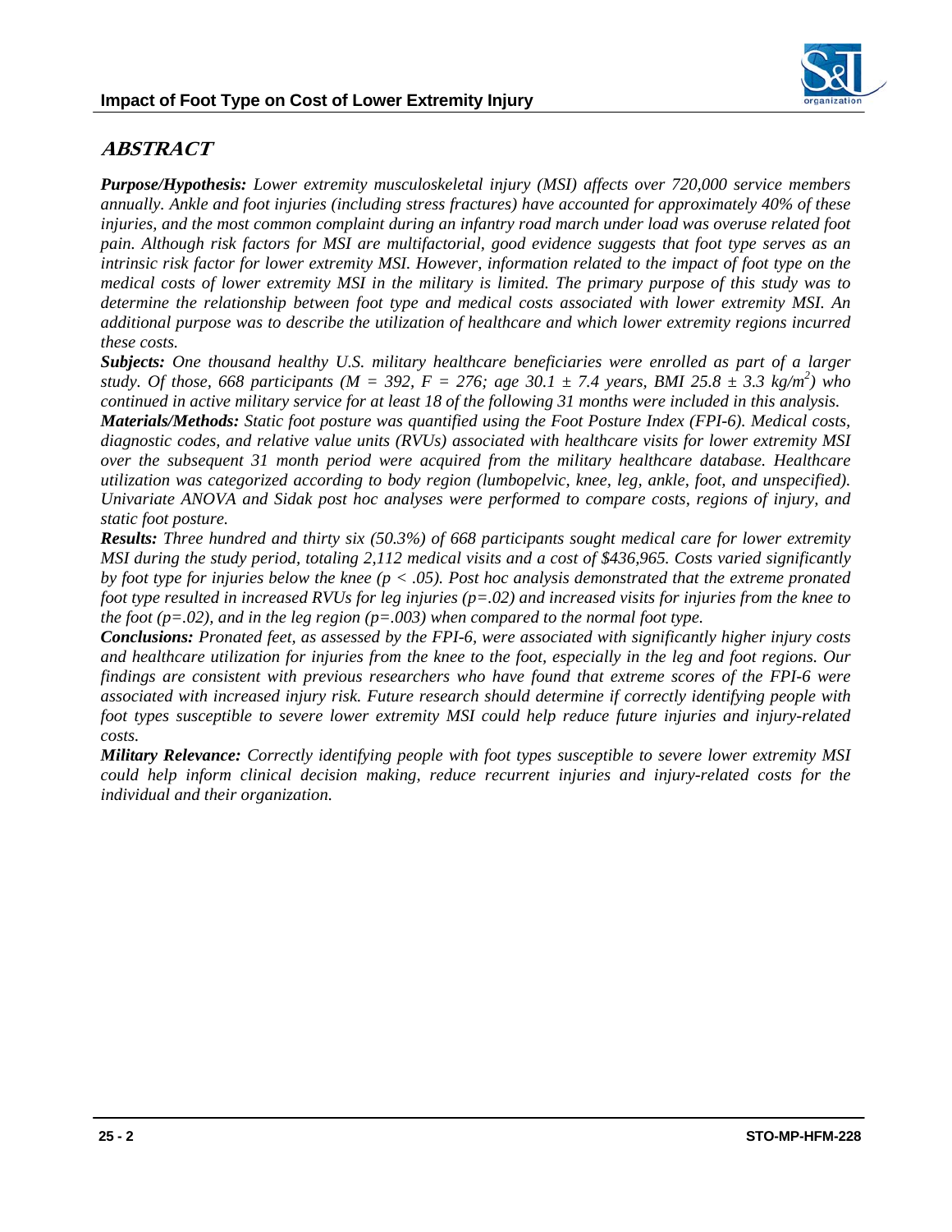## *ABSTRACT*

***Purpose/Hypothesis:*** *Lower extremity musculoskeletal injury (MSI) affects over 720,000 service members annually. Ankle and foot injuries (including stress fractures) have accounted for approximately 40% of these injuries, and the most common complaint during an infantry road march under load was overuse related foot pain. Although risk factors for MSI are multifactorial, good evidence suggests that foot type serves as an intrinsic risk factor for lower extremity MSI. However, information related to the impact of foot type on the medical costs of lower extremity MSI in the military is limited. The primary purpose of this study was to determine the relationship between foot type and medical costs associated with lower extremity MSI. An additional purpose was to describe the utilization of healthcare and which lower extremity regions incurred these costs.*

***Subjects:*** *One thousand healthy U.S. military healthcare beneficiaries were enrolled as part of a larger study. Of those, 668 participants (M = 392, F = 276; age 30.1 ± 7.4 years, BMI 25.8 ± 3.3 kg/m$^2$) who continued in active military service for at least 18 of the following 31 months were included in this analysis.*

***Materials/Methods:*** *Static foot posture was quantified using the Foot Posture Index (FPI-6). Medical costs, diagnostic codes, and relative value units (RVUs) associated with healthcare visits for lower extremity MSI over the subsequent 31 month period were acquired from the military healthcare database. Healthcare utilization was categorized according to body region (lumbopelvic, knee, leg, ankle, foot, and unspecified). Univariate ANOVA and Sidak post hoc analyses were performed to compare costs, regions of injury, and static foot posture.*

***Results:*** *Three hundred and thirty six (50.3%) of 668 participants sought medical care for lower extremity MSI during the study period, totaling 2,112 medical visits and a cost of $436,965. Costs varied significantly by foot type for injuries below the knee ($p < .05$). Post hoc analysis demonstrated that the extreme pronated foot type resulted in increased RVUs for leg injuries ($p=.02$) and increased visits for injuries from the knee to the foot ($p=.02$), and in the leg region ($p=.003$) when compared to the normal foot type.*

***Conclusions:*** *Pronated feet, as assessed by the FPI-6, were associated with significantly higher injury costs and healthcare utilization for injuries from the knee to the foot, especially in the leg and foot regions. Our findings are consistent with previous researchers who have found that extreme scores of the FPI-6 were associated with increased injury risk. Future research should determine if correctly identifying people with foot types susceptible to severe lower extremity MSI could help reduce future injuries and injury-related costs.*

***Military Relevance:*** *Correctly identifying people with foot types susceptible to severe lower extremity MSI could help inform clinical decision making, reduce recurrent injuries and injury-related costs for the individual and their organization.*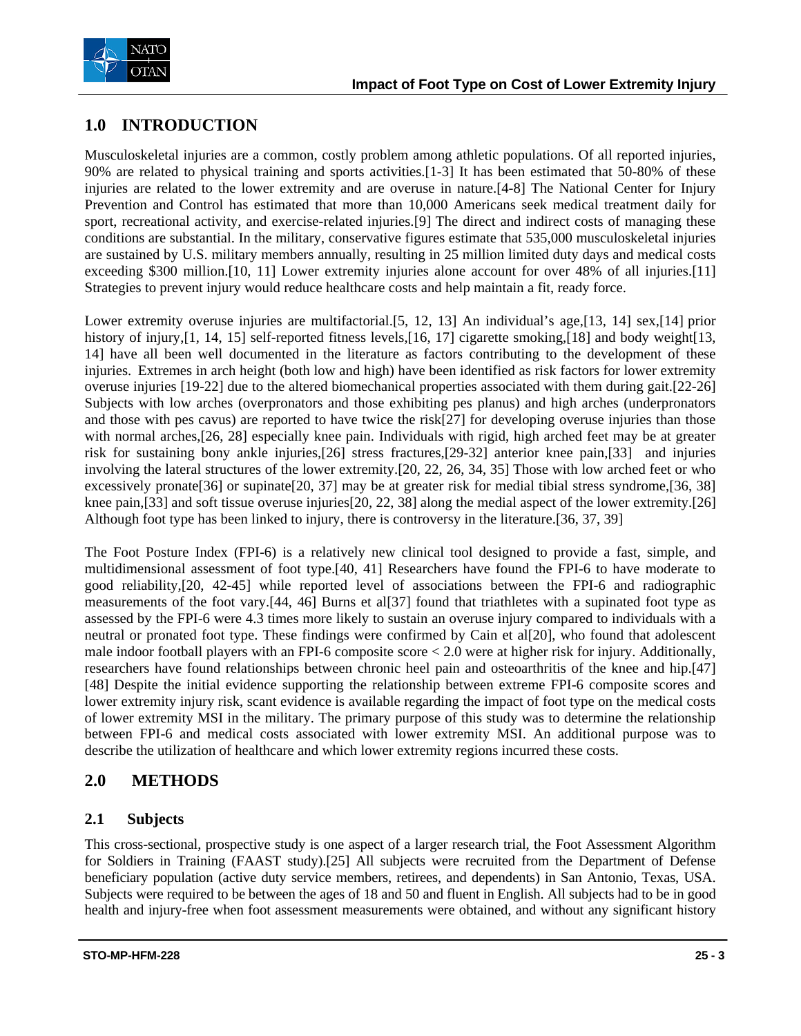## 1.0 INTRODUCTION

Musculoskeletal injuries are a common, costly problem among athletic populations. Of all reported injuries, 90% are related to physical training and sports activities.[1-3] It has been estimated that 50-80% of these injuries are related to the lower extremity and are overuse in nature.[4-8] The National Center for Injury Prevention and Control has estimated that more than 10,000 Americans seek medical treatment daily for sport, recreational activity, and exercise-related injuries.[9] The direct and indirect costs of managing these conditions are substantial. In the military, conservative figures estimate that 535,000 musculoskeletal injuries are sustained by U.S. military members annually, resulting in 25 million limited duty days and medical costs exceeding $300 million.[10, 11] Lower extremity injuries alone account for over 48% of all injuries.[11] Strategies to prevent injury would reduce healthcare costs and help maintain a fit, ready force.

Lower extremity overuse injuries are multifactorial.[5, 12, 13] An individual's age,[13, 14] sex,[14] prior history of injury,[1, 14, 15] self-reported fitness levels,[16, 17] cigarette smoking,[18] and body weight[13, 14] have all been well documented in the literature as factors contributing to the development of these injuries. Extremes in arch height (both low and high) have been identified as risk factors for lower extremity overuse injuries [19-22] due to the altered biomechanical properties associated with them during gait.[22-26] Subjects with low arches (overpronators and those exhibiting pes planus) and high arches (underpronators and those with pes cavus) are reported to have twice the risk[27] for developing overuse injuries than those with normal arches,[26, 28] especially knee pain. Individuals with rigid, high arched feet may be at greater risk for sustaining bony ankle injuries,[26] stress fractures,[29-32] anterior knee pain,[33] and injuries involving the lateral structures of the lower extremity.[20, 22, 26, 34, 35] Those with low arched feet or who excessively pronate[36] or supinate[20, 37] may be at greater risk for medial tibial stress syndrome,[36, 38] knee pain,[33] and soft tissue overuse injuries[20, 22, 38] along the medial aspect of the lower extremity.[26] Although foot type has been linked to injury, there is controversy in the literature.[36, 37, 39]

The Foot Posture Index (FPI-6) is a relatively new clinical tool designed to provide a fast, simple, and multidimensional assessment of foot type.[40, 41] Researchers have found the FPI-6 to have moderate to good reliability,[20, 42-45] while reported level of associations between the FPI-6 and radiographic measurements of the foot vary.[44, 46] Burns et al[37] found that triathletes with a supinated foot type as assessed by the FPI-6 were 4.3 times more likely to sustain an overuse injury compared to individuals with a neutral or pronated foot type. These findings were confirmed by Cain et al[20], who found that adolescent male indoor football players with an FPI-6 composite score $< 2.0$ were at higher risk for injury. Additionally, researchers have found relationships between chronic heel pain and osteoarthritis of the knee and hip.[47] [48] Despite the initial evidence supporting the relationship between extreme FPI-6 composite scores and lower extremity injury risk, scant evidence is available regarding the impact of foot type on the medical costs of lower extremity MSI in the military. The primary purpose of this study was to determine the relationship between FPI-6 and medical costs associated with lower extremity MSI. An additional purpose was to describe the utilization of healthcare and which lower extremity regions incurred these costs.

## 2.0 METHODS

### 2.1 Subjects

This cross-sectional, prospective study is one aspect of a larger research trial, the Foot Assessment Algorithm for Soldiers in Training (FAAST study).[25] All subjects were recruited from the Department of Defense beneficiary population (active duty service members, retirees, and dependents) in San Antonio, Texas, USA. Subjects were required to be between the ages of 18 and 50 and fluent in English. All subjects had to be in good health and injury-free when foot assessment measurements were obtained, and without any significant history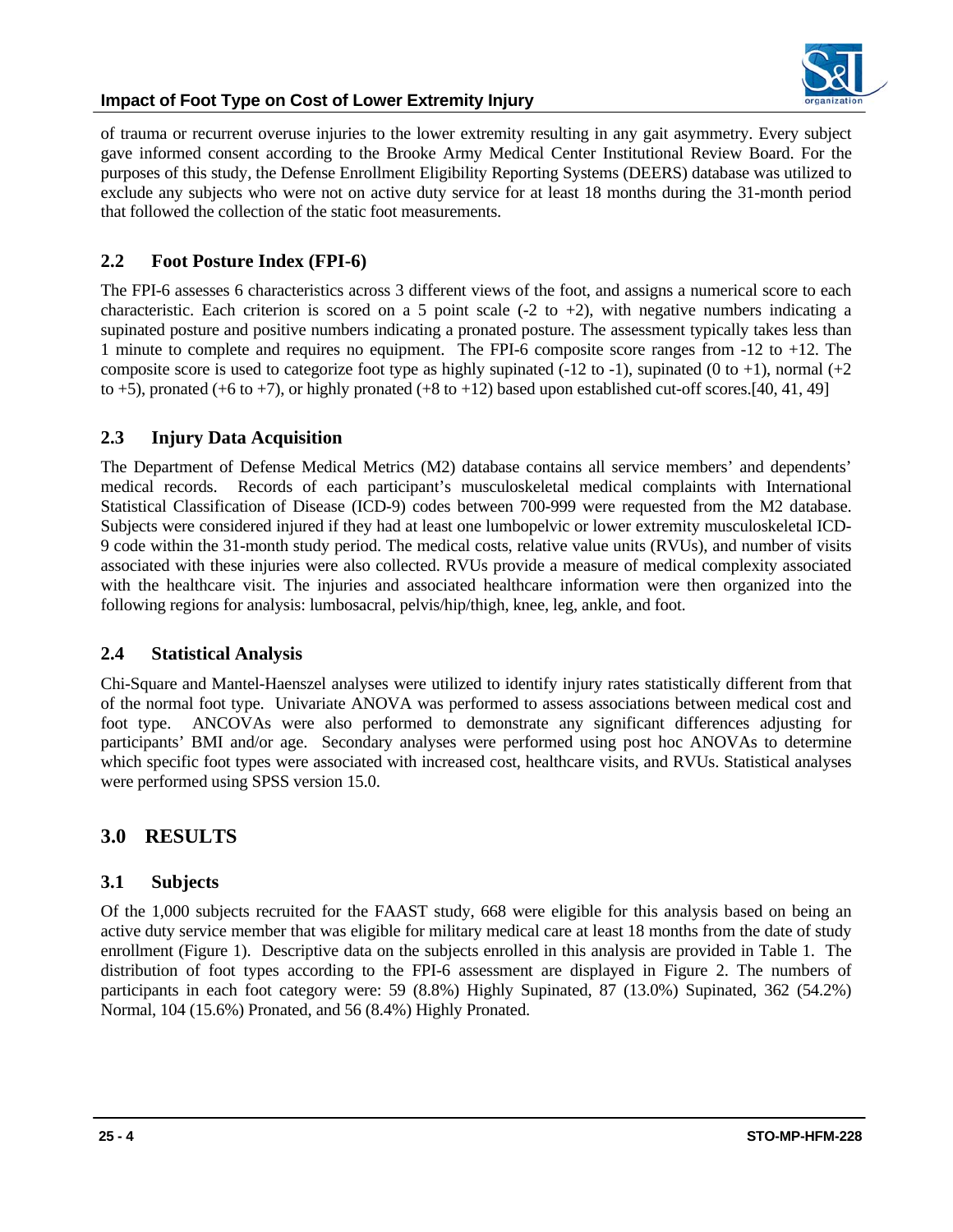of trauma or recurrent overuse injuries to the lower extremity resulting in any gait asymmetry. Every subject gave informed consent according to the Brooke Army Medical Center Institutional Review Board. For the purposes of this study, the Defense Enrollment Eligibility Reporting Systems (DEERS) database was utilized to exclude any subjects who were not on active duty service for at least 18 months during the 31-month period that followed the collection of the static foot measurements.

### 2.2 Foot Posture Index (FPI-6)

The FPI-6 assesses 6 characteristics across 3 different views of the foot, and assigns a numerical score to each characteristic. Each criterion is scored on a 5 point scale (-2 to +2), with negative numbers indicating a supinated posture and positive numbers indicating a pronated posture. The assessment typically takes less than 1 minute to complete and requires no equipment. The FPI-6 composite score ranges from -12 to +12. The composite score is used to categorize foot type as highly supinated (-12 to -1), supinated (0 to +1), normal (+2 to +5), pronated (+6 to +7), or highly pronated (+8 to +12) based upon established cut-off scores.[40, 41, 49]

### 2.3 Injury Data Acquisition

The Department of Defense Medical Metrics (M2) database contains all service members' and dependents' medical records. Records of each participant's musculoskeletal medical complaints with International Statistical Classification of Disease (ICD-9) codes between 700-999 were requested from the M2 database. Subjects were considered injured if they had at least one lumbopelvic or lower extremity musculoskeletal ICD-9 code within the 31-month study period. The medical costs, relative value units (RVUs), and number of visits associated with these injuries were also collected. RVUs provide a measure of medical complexity associated with the healthcare visit. The injuries and associated healthcare information were then organized into the following regions for analysis: lumbosacral, pelvis/hip/thigh, knee, leg, ankle, and foot.

### 2.4 Statistical Analysis

Chi-Square and Mantel-Haenszel analyses were utilized to identify injury rates statistically different from that of the normal foot type. Univariate ANOVA was performed to assess associations between medical cost and foot type. ANCOVAs were also performed to demonstrate any significant differences adjusting for participants' BMI and/or age. Secondary analyses were performed using post hoc ANOVAs to determine which specific foot types were associated with increased cost, healthcare visits, and RVUs. Statistical analyses were performed using SPSS version 15.0.

## 3.0 RESULTS

### 3.1 Subjects

Of the 1,000 subjects recruited for the FAAST study, 668 were eligible for this analysis based on being an active duty service member that was eligible for military medical care at least 18 months from the date of study enrollment (Figure 1). Descriptive data on the subjects enrolled in this analysis are provided in Table 1. The distribution of foot types according to the FPI-6 assessment are displayed in Figure 2. The numbers of participants in each foot category were: 59 (8.8%) Highly Supinated, 87 (13.0%) Supinated, 362 (54.2%) Normal, 104 (15.6%) Pronated, and 56 (8.4%) Highly Pronated.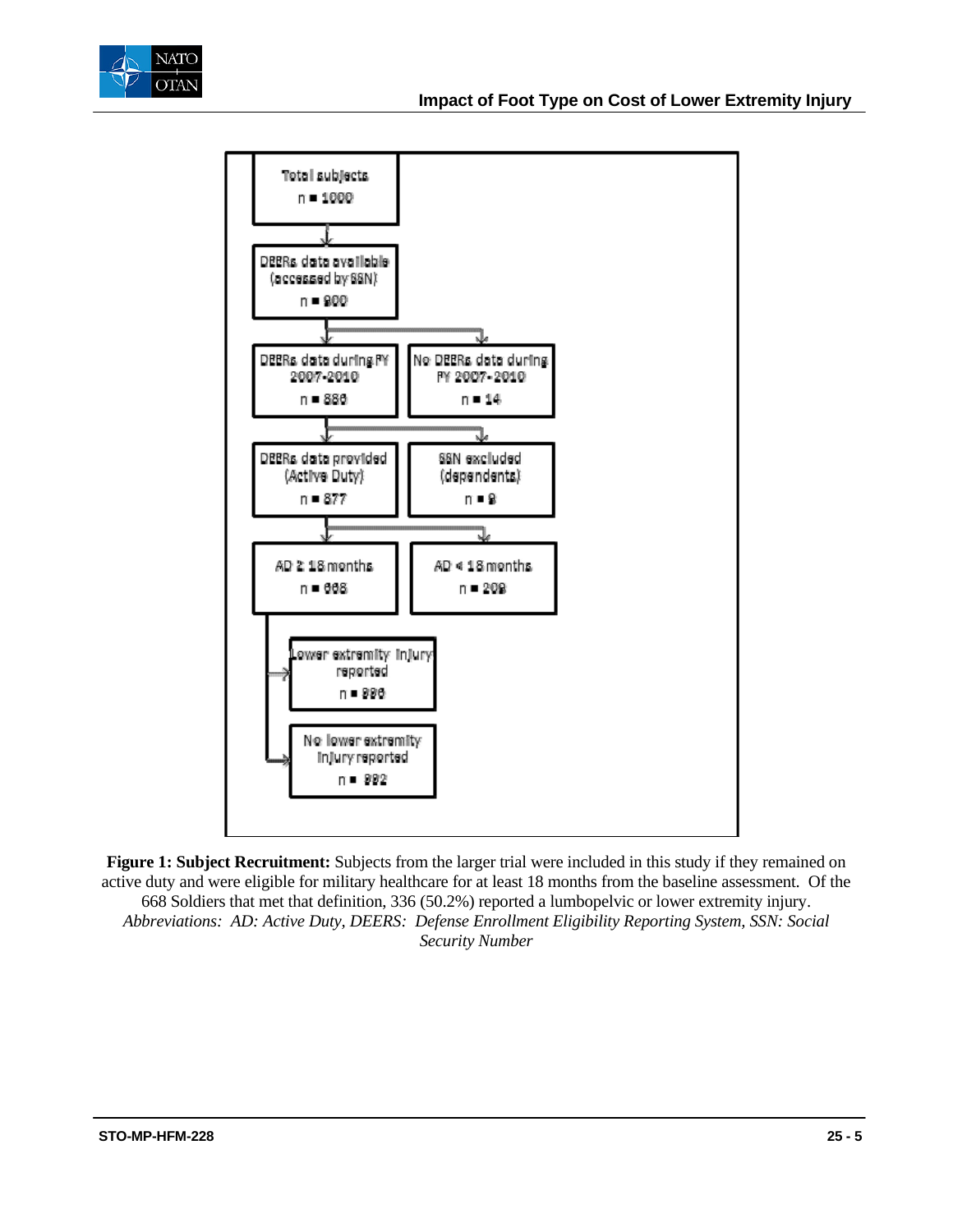Total subjects
n = 1000

DEERs data available (accessed by SSN)
n = 900

DEERs data during FY 2007-2010
n = 886

No DEERs data during FY 2007-2010
n = 14

DEERs data provided (Active Duty)
n = 877

SSN excluded (dependents)
n = 9

AD ≥ 18 months
n = 668

AD < 18 months
n = 209

Lower extremity Injury reported
n = 336

No lower extremity Injury reported
n = 332

**Figure 1: Subject Recruitment:** Subjects from the larger trial were included in this study if they remained on active duty and were eligible for military healthcare for at least 18 months from the baseline assessment. Of the 668 Soldiers that met that definition, 336 (50.2%) reported a lumbopelvic or lower extremity injury.
*Abbreviations: AD: Active Duty, DEERS: Defense Enrollment Eligibility Reporting System, SSN: Social Security Number*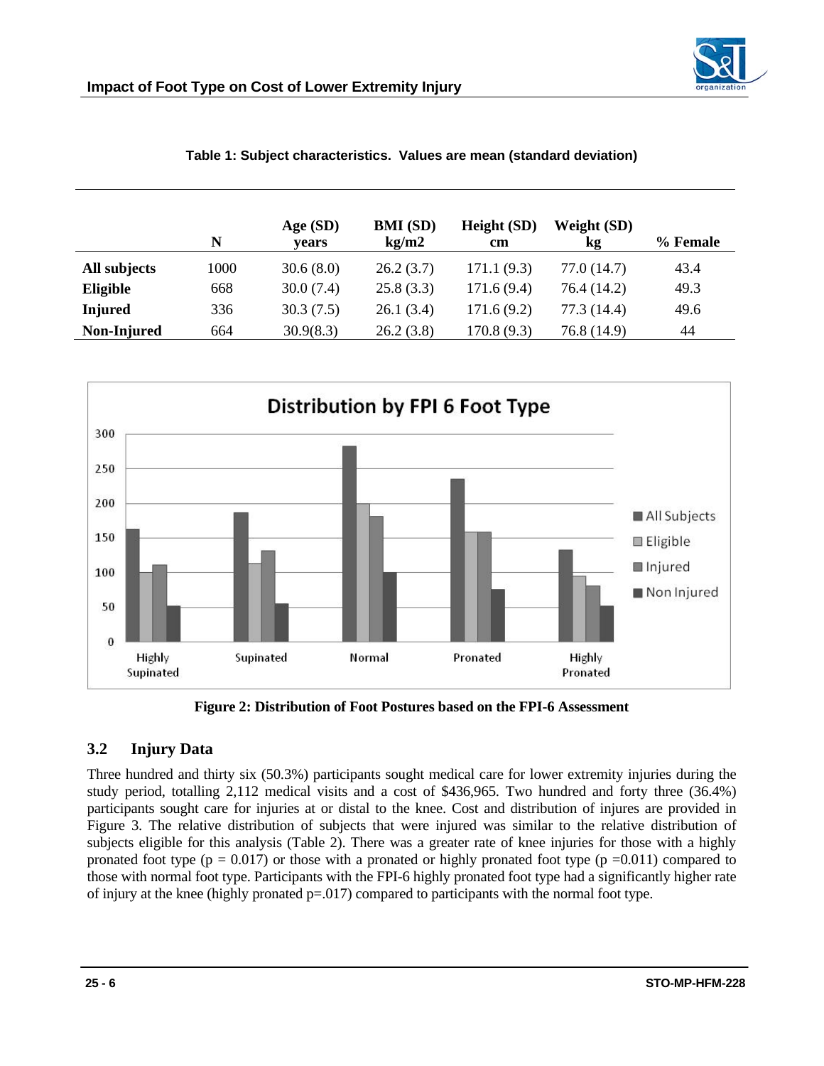**Table 1: Subject characteristics. Values are mean (standard deviation)**

| | N | Age (SD) years | BMI (SD) kg/m2 | Height (SD) cm | Weight (SD) kg | % Female |
|---|---|---|---|---|---|---|
| **All subjects** | 1000 | 30.6 (8.0) | 26.2 (3.7) | 171.1 (9.3) | 77.0 (14.7) | 43.4 |
| **Eligible** | 668 | 30.0 (7.4) | 25.8 (3.3) | 171.6 (9.4) | 76.4 (14.2) | 49.3 |
| **Injured** | 336 | 30.3 (7.5) | 26.1 (3.4) | 171.6 (9.2) | 77.3 (14.4) | 49.6 |
| **Non-Injured** | 664 | 30.9(8.3) | 26.2 (3.8) | 170.8 (9.3) | 76.8 (14.9) | 44 |

**Figure 2: Distribution of Foot Postures based on the FPI-6 Assessment**

## 3.2 Injury Data

Three hundred and thirty six (50.3%) participants sought medical care for lower extremity injuries during the study period, totalling 2,112 medical visits and a cost of $436,965. Two hundred and forty three (36.4%) participants sought care for injuries at or distal to the knee. Cost and distribution of injures are provided in Figure 3. The relative distribution of subjects that were injured was similar to the relative distribution of subjects eligible for this analysis (Table 2). There was a greater rate of knee injuries for those with a highly pronated foot type ($p = 0.017$) or those with a pronated or highly pronated foot type ($p = 0.011$) compared to those with normal foot type. Participants with the FPI-6 highly pronated foot type had a significantly higher rate of injury at the knee (highly pronated $p = .017$) compared to participants with the normal foot type.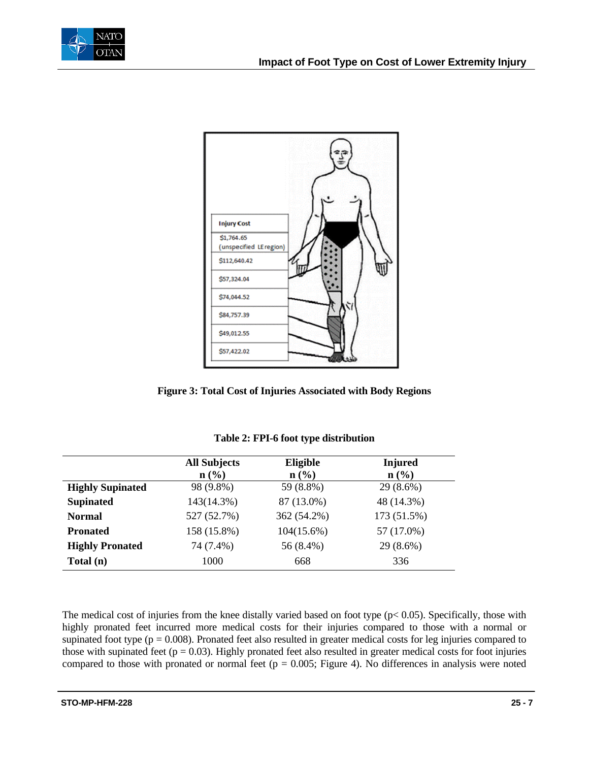Injury Cost

$1,764.65 (unspecified LE region)

$112,640.42

$57,324.04

$74,044.52

$84,757.39

$49,012.55

$57,422.02

**Figure 3: Total Cost of Injuries Associated with Body Regions**

**Table 2: FPI-6 foot type distribution**

| | All Subjects n (%) | Eligible n (%) | Injured n (%) |
|---|---|---|---|
| **Highly Supinated** | 98 (9.8%) | 59 (8.8%) | 29 (8.6%) |
| **Supinated** | 143(14.3%) | 87 (13.0%) | 48 (14.3%) |
| **Normal** | 527 (52.7%) | 362 (54.2%) | 173 (51.5%) |
| **Pronated** | 158 (15.8%) | 104(15.6%) | 57 (17.0%) |
| **Highly Pronated** | 74 (7.4%) | 56 (8.4%) | 29 (8.6%) |
| **Total (n)** | 1000 | 668 | 336 |

The medical cost of injuries from the knee distally varied based on foot type ($p < 0.05$). Specifically, those with highly pronated feet incurred more medical costs for their injuries compared to those with a normal or supinated foot type ($p = 0.008$). Pronated feet also resulted in greater medical costs for leg injuries compared to those with supinated feet ($p = 0.03$). Highly pronated feet also resulted in greater medical costs for foot injuries compared to those with pronated or normal feet ($p = 0.005$; Figure 4). No differences in analysis were noted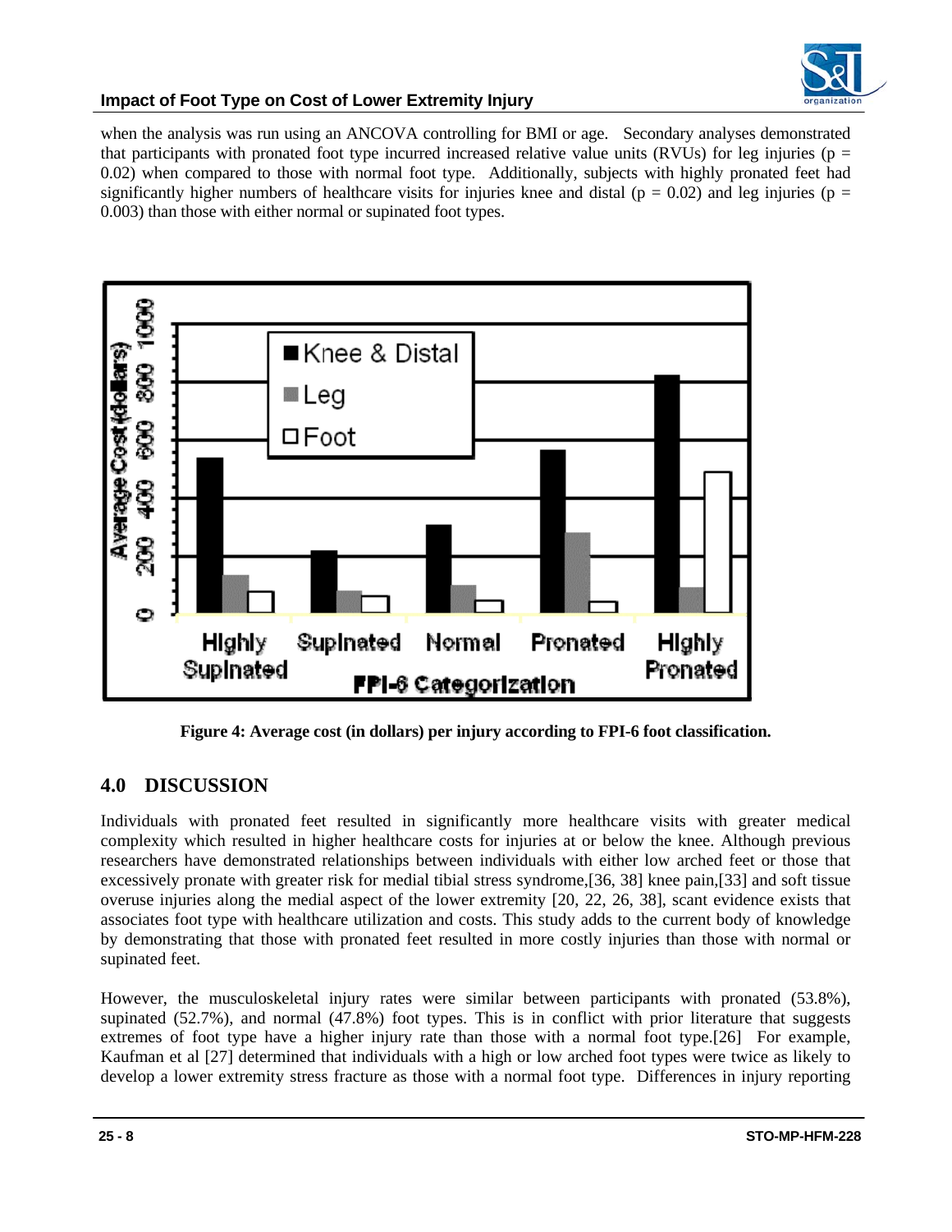when the analysis was run using an ANCOVA controlling for BMI or age. Secondary analyses demonstrated that participants with pronated foot type incurred increased relative value units (RVUs) for leg injuries ($p = 0.02$) when compared to those with normal foot type. Additionally, subjects with highly pronated feet had significantly higher numbers of healthcare visits for injuries knee and distal ($p = 0.02$) and leg injuries ($p = 0.003$) than those with either normal or supinated foot types.

**Figure 4: Average cost (in dollars) per injury according to FPI-6 foot classification.**

## 4.0 DISCUSSION

Individuals with pronated feet resulted in significantly more healthcare visits with greater medical complexity which resulted in higher healthcare costs for injuries at or below the knee. Although previous researchers have demonstrated relationships between individuals with either low arched feet or those that excessively pronate with greater risk for medial tibial stress syndrome,[36, 38] knee pain,[33] and soft tissue overuse injuries along the medial aspect of the lower extremity [20, 22, 26, 38], scant evidence exists that associates foot type with healthcare utilization and costs. This study adds to the current body of knowledge by demonstrating that those with pronated feet resulted in more costly injuries than those with normal or supinated feet.

However, the musculoskeletal injury rates were similar between participants with pronated (53.8%), supinated (52.7%), and normal (47.8%) foot types. This is in conflict with prior literature that suggests extremes of foot type have a higher injury rate than those with a normal foot type.[26] For example, Kaufman et al [27] determined that individuals with a high or low arched foot types were twice as likely to develop a lower extremity stress fracture as those with a normal foot type. Differences in injury reporting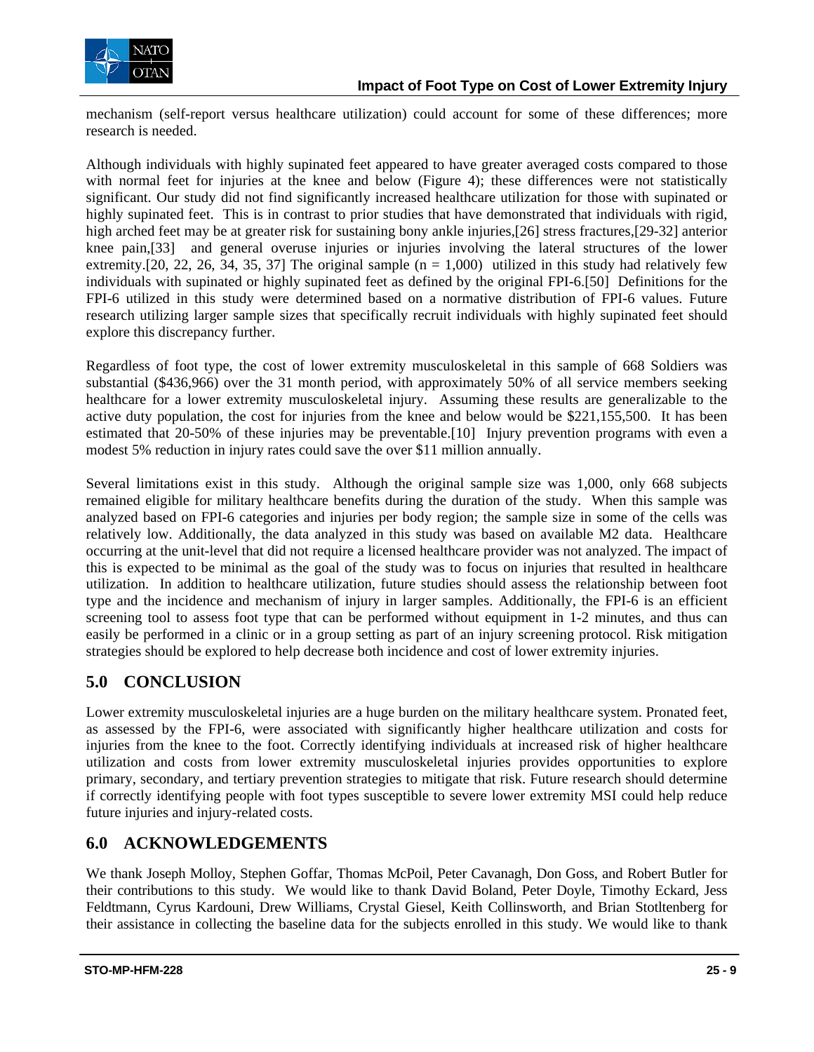mechanism (self-report versus healthcare utilization) could account for some of these differences; more research is needed.

Although individuals with highly supinated feet appeared to have greater averaged costs compared to those with normal feet for injuries at the knee and below (Figure 4); these differences were not statistically significant. Our study did not find significantly increased healthcare utilization for those with supinated or highly supinated feet. This is in contrast to prior studies that have demonstrated that individuals with rigid, high arched feet may be at greater risk for sustaining bony ankle injuries,[26] stress fractures,[29-32] anterior knee pain,[33] and general overuse injuries or injuries involving the lateral structures of the lower extremity.[20, 22, 26, 34, 35, 37] The original sample (n = 1,000) utilized in this study had relatively few individuals with supinated or highly supinated feet as defined by the original FPI-6.[50] Definitions for the FPI-6 utilized in this study were determined based on a normative distribution of FPI-6 values. Future research utilizing larger sample sizes that specifically recruit individuals with highly supinated feet should explore this discrepancy further.

Regardless of foot type, the cost of lower extremity musculoskeletal in this sample of 668 Soldiers was substantial ($436,966) over the 31 month period, with approximately 50% of all service members seeking healthcare for a lower extremity musculoskeletal injury. Assuming these results are generalizable to the active duty population, the cost for injuries from the knee and below would be $221,155,500. It has been estimated that 20-50% of these injuries may be preventable.[10] Injury prevention programs with even a modest 5% reduction in injury rates could save the over $11 million annually.

Several limitations exist in this study. Although the original sample size was 1,000, only 668 subjects remained eligible for military healthcare benefits during the duration of the study. When this sample was analyzed based on FPI-6 categories and injuries per body region; the sample size in some of the cells was relatively low. Additionally, the data analyzed in this study was based on available M2 data. Healthcare occurring at the unit-level that did not require a licensed healthcare provider was not analyzed. The impact of this is expected to be minimal as the goal of the study was to focus on injuries that resulted in healthcare utilization. In addition to healthcare utilization, future studies should assess the relationship between foot type and the incidence and mechanism of injury in larger samples. Additionally, the FPI-6 is an efficient screening tool to assess foot type that can be performed without equipment in 1-2 minutes, and thus can easily be performed in a clinic or in a group setting as part of an injury screening protocol. Risk mitigation strategies should be explored to help decrease both incidence and cost of lower extremity injuries.

## 5.0 CONCLUSION

Lower extremity musculoskeletal injuries are a huge burden on the military healthcare system. Pronated feet, as assessed by the FPI-6, were associated with significantly higher healthcare utilization and costs for injuries from the knee to the foot. Correctly identifying individuals at increased risk of higher healthcare utilization and costs from lower extremity musculoskeletal injuries provides opportunities to explore primary, secondary, and tertiary prevention strategies to mitigate that risk. Future research should determine if correctly identifying people with foot types susceptible to severe lower extremity MSI could help reduce future injuries and injury-related costs.

## 6.0 ACKNOWLEDGEMENTS

We thank Joseph Molloy, Stephen Goffar, Thomas McPoil, Peter Cavanagh, Don Goss, and Robert Butler for their contributions to this study. We would like to thank David Boland, Peter Doyle, Timothy Eckard, Jess Feldtmann, Cyrus Kardouni, Drew Williams, Crystal Giesel, Keith Collinsworth, and Brian Stotltenberg for their assistance in collecting the baseline data for the subjects enrolled in this study. We would like to thank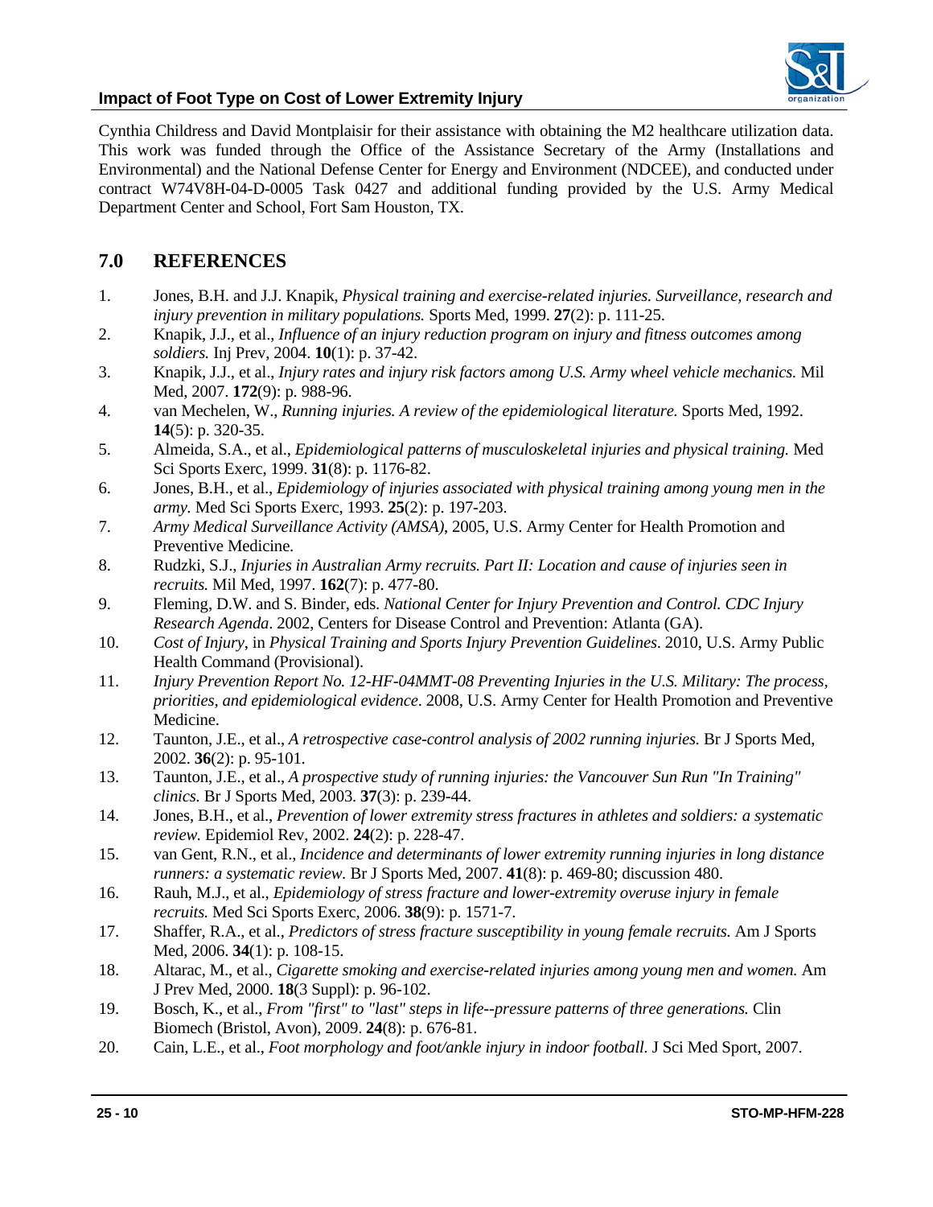Cynthia Childress and David Montplaisir for their assistance with obtaining the M2 healthcare utilization data. This work was funded through the Office of the Assistance Secretary of the Army (Installations and Environmental) and the National Defense Center for Energy and Environment (NDCEE), and conducted under contract W74V8H-04-D-0005 Task 0427 and additional funding provided by the U.S. Army Medical Department Center and School, Fort Sam Houston, TX.

## 7.0 REFERENCES

1. Jones, B.H. and J.J. Knapik, *Physical training and exercise-related injuries. Surveillance, research and injury prevention in military populations.* Sports Med, 1999. **27**(2): p. 111-25.
2. Knapik, J.J., et al., *Influence of an injury reduction program on injury and fitness outcomes among soldiers.* Inj Prev, 2004. **10**(1): p. 37-42.
3. Knapik, J.J., et al., *Injury rates and injury risk factors among U.S. Army wheel vehicle mechanics.* Mil Med, 2007. **172**(9): p. 988-96.
4. van Mechelen, W., *Running injuries. A review of the epidemiological literature.* Sports Med, 1992. **14**(5): p. 320-35.
5. Almeida, S.A., et al., *Epidemiological patterns of musculoskeletal injuries and physical training.* Med Sci Sports Exerc, 1999. **31**(8): p. 1176-82.
6. Jones, B.H., et al., *Epidemiology of injuries associated with physical training among young men in the army.* Med Sci Sports Exerc, 1993. **25**(2): p. 197-203.
7. *Army Medical Surveillance Activity (AMSA)*, 2005, U.S. Army Center for Health Promotion and Preventive Medicine.
8. Rudzki, S.J., *Injuries in Australian Army recruits. Part II: Location and cause of injuries seen in recruits.* Mil Med, 1997. **162**(7): p. 477-80.
9. Fleming, D.W. and S. Binder, eds. *National Center for Injury Prevention and Control. CDC Injury Research Agenda*. 2002, Centers for Disease Control and Prevention: Atlanta (GA).
10. *Cost of Injury*, in *Physical Training and Sports Injury Prevention Guidelines*. 2010, U.S. Army Public Health Command (Provisional).
11. *Injury Prevention Report No. 12-HF-04MMT-08 Preventing Injuries in the U.S. Military: The process, priorities, and epidemiological evidence*. 2008, U.S. Army Center for Health Promotion and Preventive Medicine.
12. Taunton, J.E., et al., *A retrospective case-control analysis of 2002 running injuries.* Br J Sports Med, 2002. **36**(2): p. 95-101.
13. Taunton, J.E., et al., *A prospective study of running injuries: the Vancouver Sun Run "In Training" clinics.* Br J Sports Med, 2003. **37**(3): p. 239-44.
14. Jones, B.H., et al., *Prevention of lower extremity stress fractures in athletes and soldiers: a systematic review.* Epidemiol Rev, 2002. **24**(2): p. 228-47.
15. van Gent, R.N., et al., *Incidence and determinants of lower extremity running injuries in long distance runners: a systematic review.* Br J Sports Med, 2007. **41**(8): p. 469-80; discussion 480.
16. Rauh, M.J., et al., *Epidemiology of stress fracture and lower-extremity overuse injury in female recruits.* Med Sci Sports Exerc, 2006. **38**(9): p. 1571-7.
17. Shaffer, R.A., et al., *Predictors of stress fracture susceptibility in young female recruits.* Am J Sports Med, 2006. **34**(1): p. 108-15.
18. Altarac, M., et al., *Cigarette smoking and exercise-related injuries among young men and women.* Am J Prev Med, 2000. **18**(3 Suppl): p. 96-102.
19. Bosch, K., et al., *From "first" to "last" steps in life--pressure patterns of three generations.* Clin Biomech (Bristol, Avon), 2009. **24**(8): p. 676-81.
20. Cain, L.E., et al., *Foot morphology and foot/ankle injury in indoor football.* J Sci Med Sport, 2007.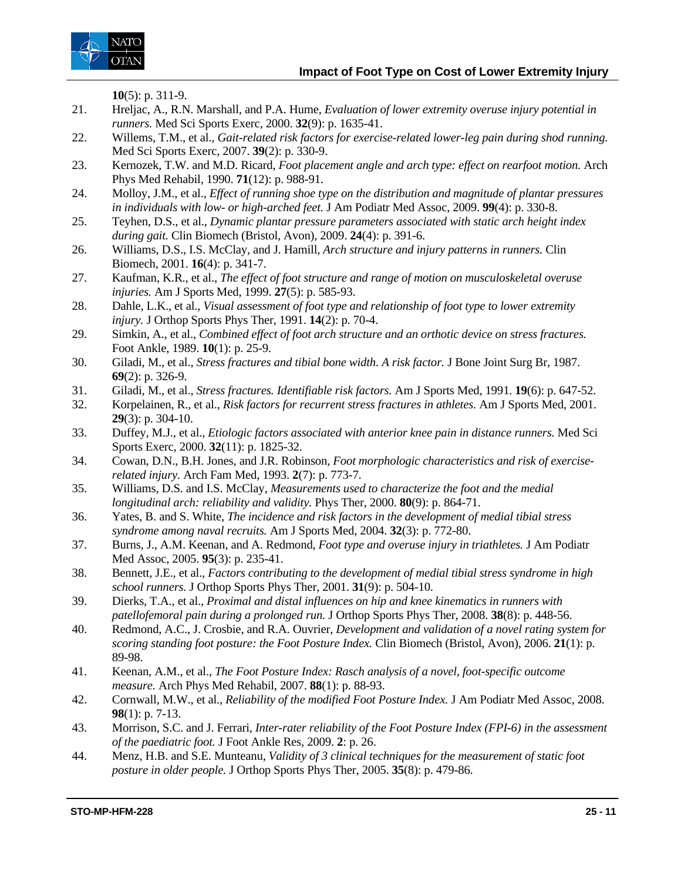**10**(5): p. 311-9.

21. Hreljac, A., R.N. Marshall, and P.A. Hume, *Evaluation of lower extremity overuse injury potential in runners.* Med Sci Sports Exerc, 2000. **32**(9): p. 1635-41.
22. Willems, T.M., et al., *Gait-related risk factors for exercise-related lower-leg pain during shod running.* Med Sci Sports Exerc, 2007. **39**(2): p. 330-9.
23. Kernozek, T.W. and M.D. Ricard, *Foot placement angle and arch type: effect on rearfoot motion.* Arch Phys Med Rehabil, 1990. **71**(12): p. 988-91.
24. Molloy, J.M., et al., *Effect of running shoe type on the distribution and magnitude of plantar pressures in individuals with low- or high-arched feet.* J Am Podiatr Med Assoc, 2009. **99**(4): p. 330-8.
25. Teyhen, D.S., et al., *Dynamic plantar pressure parameters associated with static arch height index during gait.* Clin Biomech (Bristol, Avon), 2009. **24**(4): p. 391-6.
26. Williams, D.S., I.S. McClay, and J. Hamill, *Arch structure and injury patterns in runners.* Clin Biomech, 2001. **16**(4): p. 341-7.
27. Kaufman, K.R., et al., *The effect of foot structure and range of motion on musculoskeletal overuse injuries.* Am J Sports Med, 1999. **27**(5): p. 585-93.
28. Dahle, L.K., et al., *Visual assessment of foot type and relationship of foot type to lower extremity injury.* J Orthop Sports Phys Ther, 1991. **14**(2): p. 70-4.
29. Simkin, A., et al., *Combined effect of foot arch structure and an orthotic device on stress fractures.* Foot Ankle, 1989. **10**(1): p. 25-9.
30. Giladi, M., et al., *Stress fractures and tibial bone width. A risk factor.* J Bone Joint Surg Br, 1987. **69**(2): p. 326-9.
31. Giladi, M., et al., *Stress fractures. Identifiable risk factors.* Am J Sports Med, 1991. **19**(6): p. 647-52.
32. Korpelainen, R., et al., *Risk factors for recurrent stress fractures in athletes.* Am J Sports Med, 2001. **29**(3): p. 304-10.
33. Duffey, M.J., et al., *Etiologic factors associated with anterior knee pain in distance runners.* Med Sci Sports Exerc, 2000. **32**(11): p. 1825-32.
34. Cowan, D.N., B.H. Jones, and J.R. Robinson, *Foot morphologic characteristics and risk of exercise-related injury.* Arch Fam Med, 1993. **2**(7): p. 773-7.
35. Williams, D.S. and I.S. McClay, *Measurements used to characterize the foot and the medial longitudinal arch: reliability and validity.* Phys Ther, 2000. **80**(9): p. 864-71.
36. Yates, B. and S. White, *The incidence and risk factors in the development of medial tibial stress syndrome among naval recruits.* Am J Sports Med, 2004. **32**(3): p. 772-80.
37. Burns, J., A.M. Keenan, and A. Redmond, *Foot type and overuse injury in triathletes.* J Am Podiatr Med Assoc, 2005. **95**(3): p. 235-41.
38. Bennett, J.E., et al., *Factors contributing to the development of medial tibial stress syndrome in high school runners.* J Orthop Sports Phys Ther, 2001. **31**(9): p. 504-10.
39. Dierks, T.A., et al., *Proximal and distal influences on hip and knee kinematics in runners with patellofemoral pain during a prolonged run.* J Orthop Sports Phys Ther, 2008. **38**(8): p. 448-56.
40. Redmond, A.C., J. Crosbie, and R.A. Ouvrier, *Development and validation of a novel rating system for scoring standing foot posture: the Foot Posture Index.* Clin Biomech (Bristol, Avon), 2006. **21**(1): p. 89-98.
41. Keenan, A.M., et al., *The Foot Posture Index: Rasch analysis of a novel, foot-specific outcome measure.* Arch Phys Med Rehabil, 2007. **88**(1): p. 88-93.
42. Cornwall, M.W., et al., *Reliability of the modified Foot Posture Index.* J Am Podiatr Med Assoc, 2008. **98**(1): p. 7-13.
43. Morrison, S.C. and J. Ferrari, *Inter-rater reliability of the Foot Posture Index (FPI-6) in the assessment of the paediatric foot.* J Foot Ankle Res, 2009. **2**: p. 26.
44. Menz, H.B. and S.E. Munteanu, *Validity of 3 clinical techniques for the measurement of static foot posture in older people.* J Orthop Sports Phys Ther, 2005. **35**(8): p. 479-86.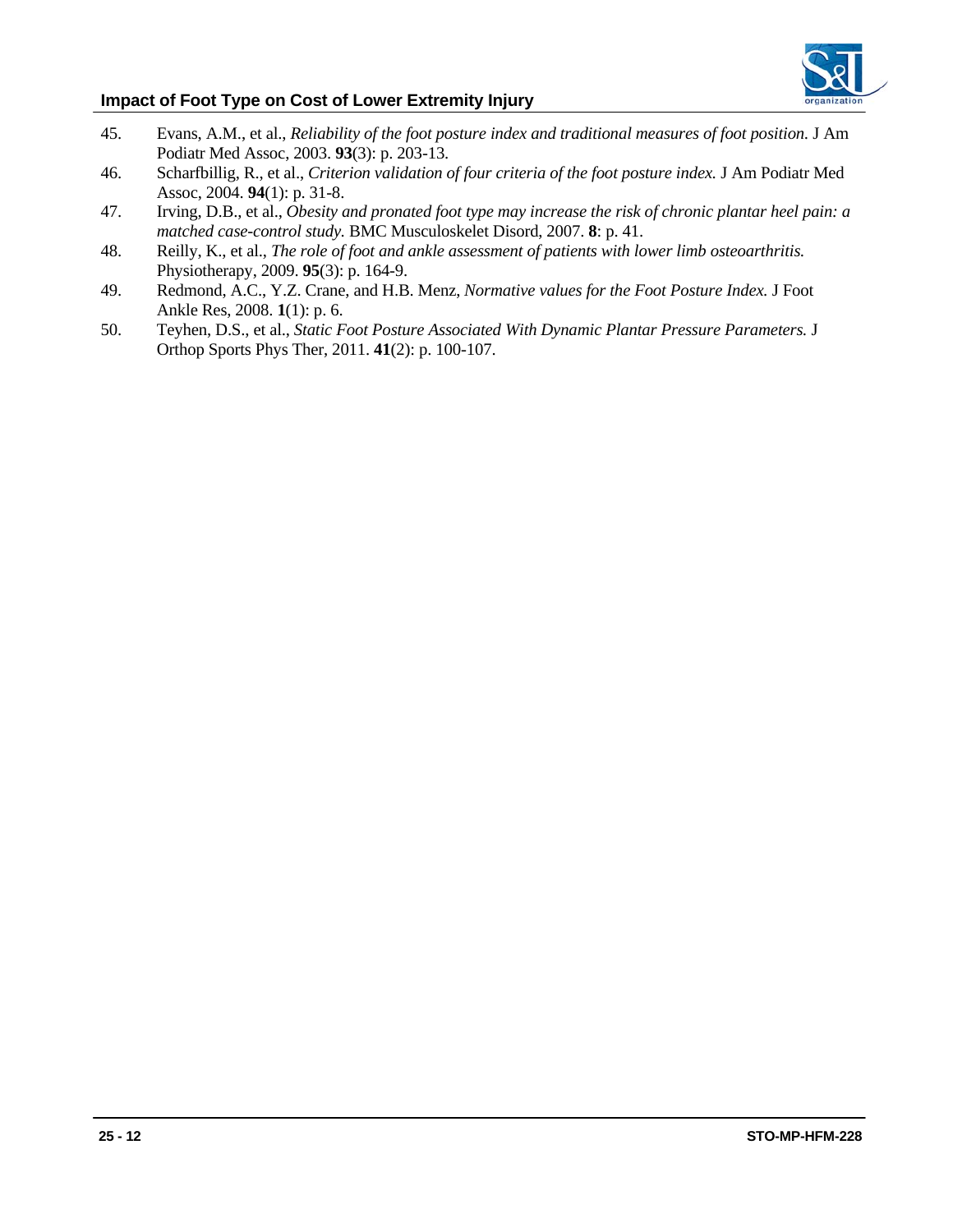45. Evans, A.M., et al., *Reliability of the foot posture index and traditional measures of foot position*. J Am Podiatr Med Assoc, 2003. **93**(3): p. 203-13.
46. Scharfbillig, R., et al., *Criterion validation of four criteria of the foot posture index.* J Am Podiatr Med Assoc, 2004. **94**(1): p. 31-8.
47. Irving, D.B., et al., *Obesity and pronated foot type may increase the risk of chronic plantar heel pain: a matched case-control study.* BMC Musculoskelet Disord, 2007. **8**: p. 41.
48. Reilly, K., et al., *The role of foot and ankle assessment of patients with lower limb osteoarthritis.* Physiotherapy, 2009. **95**(3): p. 164-9.
49. Redmond, A.C., Y.Z. Crane, and H.B. Menz, *Normative values for the Foot Posture Index.* J Foot Ankle Res, 2008. **1**(1): p. 6.
50. Teyhen, D.S., et al., *Static Foot Posture Associated With Dynamic Plantar Pressure Parameters.* J Orthop Sports Phys Ther, 2011. **41**(2): p. 100-107.